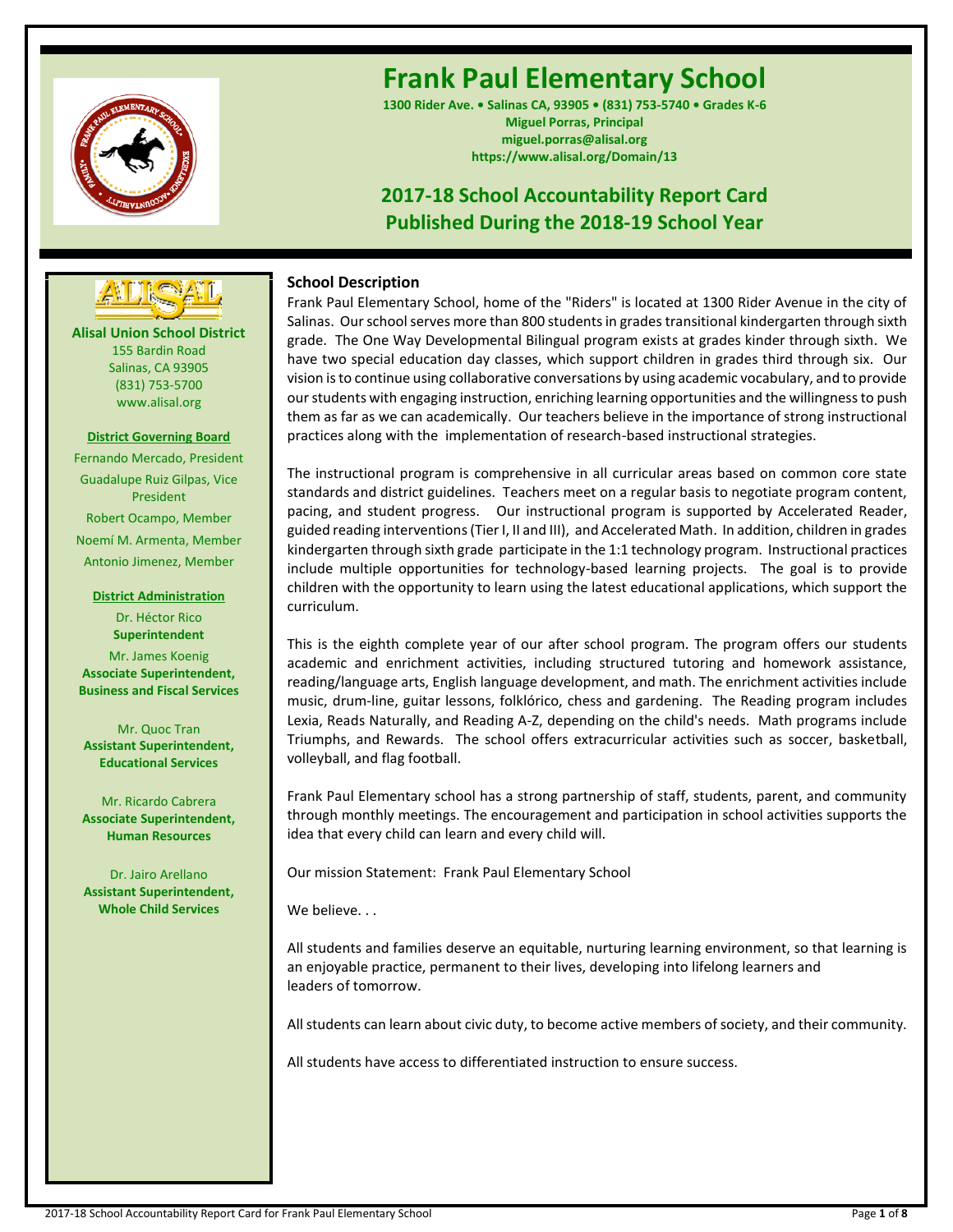# Frank Paul Elementary School

**1300 Rider Ave. • Salinas CA, 93905 • (831) 753-5740 • Grades K-6**
**Miguel Porras, Principal**
**miguel.porras@alisal.org**
**https://www.alisal.org/Domain/13**

## 2017-18 School Accountability Report Card
## Published During the 2018-19 School Year

**Alisal Union School District**
155 Bardin Road
Salinas, CA 93905
(831) 753-5700
www.alisal.org

**District Governing Board**

Fernando Mercado, President
Guadalupe Ruiz Gilpas, Vice President
Robert Ocampo, Member
Noemí M. Armenta, Member
Antonio Jimenez, Member

**District Administration**

Dr. Héctor Rico
**Superintendent**

Mr. James Koenig
**Associate Superintendent, Business and Fiscal Services**

Mr. Quoc Tran
**Assistant Superintendent, Educational Services**

Mr. Ricardo Cabrera
**Associate Superintendent, Human Resources**

Dr. Jairo Arellano
**Assistant Superintendent, Whole Child Services**

### School Description

Frank Paul Elementary School, home of the "Riders" is located at 1300 Rider Avenue in the city of Salinas. Our school serves more than 800 students in grades transitional kindergarten through sixth grade. The One Way Developmental Bilingual program exists at grades kinder through sixth. We have two special education day classes, which support children in grades third through six. Our vision is to continue using collaborative conversations by using academic vocabulary, and to provide our students with engaging instruction, enriching learning opportunities and the willingness to push them as far as we can academically. Our teachers believe in the importance of strong instructional practices along with the implementation of research-based instructional strategies.

The instructional program is comprehensive in all curricular areas based on common core state standards and district guidelines. Teachers meet on a regular basis to negotiate program content, pacing, and student progress. Our instructional program is supported by Accelerated Reader, guided reading interventions (Tier I, II and III), and Accelerated Math. In addition, children in grades kindergarten through sixth grade participate in the 1:1 technology program. Instructional practices include multiple opportunities for technology-based learning projects. The goal is to provide children with the opportunity to learn using the latest educational applications, which support the curriculum.

This is the eighth complete year of our after school program. The program offers our students academic and enrichment activities, including structured tutoring and homework assistance, reading/language arts, English language development, and math. The enrichment activities include music, drum-line, guitar lessons, folklórico, chess and gardening. The Reading program includes Lexia, Reads Naturally, and Reading A-Z, depending on the child's needs. Math programs include Triumphs, and Rewards. The school offers extracurricular activities such as soccer, basketball, volleyball, and flag football.

Frank Paul Elementary school has a strong partnership of staff, students, parent, and community through monthly meetings. The encouragement and participation in school activities supports the idea that every child can learn and every child will.

Our mission Statement: Frank Paul Elementary School

We believe. . .

All students and families deserve an equitable, nurturing learning environment, so that learning is an enjoyable practice, permanent to their lives, developing into lifelong learners and leaders of tomorrow.

All students can learn about civic duty, to become active members of society, and their community.

All students have access to differentiated instruction to ensure success.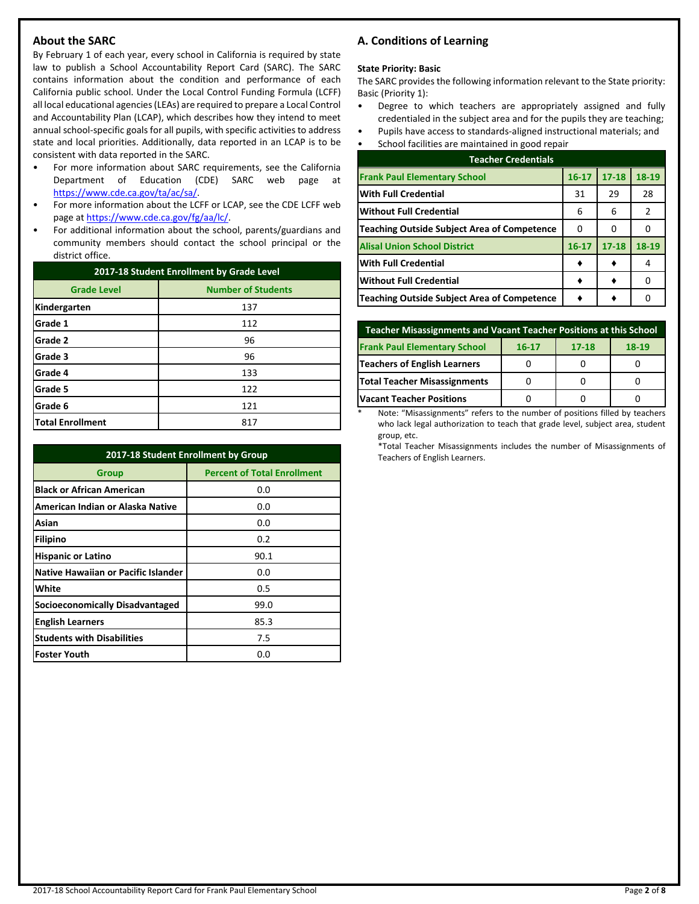## About the SARC

By February 1 of each year, every school in California is required by state law to publish a School Accountability Report Card (SARC). The SARC contains information about the condition and performance of each California public school. Under the Local Control Funding Formula (LCFF) all local educational agencies (LEAs) are required to prepare a Local Control and Accountability Plan (LCAP), which describes how they intend to meet annual school-specific goals for all pupils, with specific activities to address state and local priorities. Additionally, data reported in an LCAP is to be consistent with data reported in the SARC.

- For more information about SARC requirements, see the California Department of Education (CDE) SARC web page at https://www.cde.ca.gov/ta/ac/sa/.
- For more information about the LCFF or LCAP, see the CDE LCFF web page at https://www.cde.ca.gov/fg/aa/lc/.
- For additional information about the school, parents/guardians and community members should contact the school principal or the district office.

| 2017-18 Student Enrollment by Grade Level | |
|---|---|
| **Grade Level** | **Number of Students** |
| Kindergarten | 137 |
| Grade 1 | 112 |
| Grade 2 | 96 |
| Grade 3 | 96 |
| Grade 4 | 133 |
| Grade 5 | 122 |
| Grade 6 | 121 |
| Total Enrollment | 817 |

| 2017-18 Student Enrollment by Group | |
|---|---|
| **Group** | **Percent of Total Enrollment** |
| Black or African American | 0.0 |
| American Indian or Alaska Native | 0.0 |
| Asian | 0.0 |
| Filipino | 0.2 |
| Hispanic or Latino | 90.1 |
| Native Hawaiian or Pacific Islander | 0.0 |
| White | 0.5 |
| Socioeconomically Disadvantaged | 99.0 |
| English Learners | 85.3 |
| Students with Disabilities | 7.5 |
| Foster Youth | 0.0 |

## A. Conditions of Learning

**State Priority: Basic**

The SARC provides the following information relevant to the State priority: Basic (Priority 1):

- Degree to which teachers are appropriately assigned and fully credentialed in the subject area and for the pupils they are teaching;
- Pupils have access to standards-aligned instructional materials; and
- School facilities are maintained in good repair

| Teacher Credentials | | | |
|---|---|---|---|
| **Frank Paul Elementary School** | **16-17** | **17-18** | **18-19** |
| With Full Credential | 31 | 29 | 28 |
| Without Full Credential | 6 | 6 | 2 |
| Teaching Outside Subject Area of Competence | 0 | 0 | 0 |
| **Alisal Union School District** | **16-17** | **17-18** | **18-19** |
| With Full Credential | ♦ | ♦ | 4 |
| Without Full Credential | ♦ | ♦ | 0 |
| Teaching Outside Subject Area of Competence | ♦ | ♦ | 0 |

| Teacher Misassignments and Vacant Teacher Positions at this School | | | |
|---|---|---|---|
| **Frank Paul Elementary School** | **16-17** | **17-18** | **18-19** |
| Teachers of English Learners | 0 | 0 | 0 |
| Total Teacher Misassignments | 0 | 0 | 0 |
| Vacant Teacher Positions | 0 | 0 | 0 |

\* Note: "Misassignments" refers to the number of positions filled by teachers who lack legal authorization to teach that grade level, subject area, student group, etc.

*Total Teacher Misassignments includes the number of Misassignments of Teachers of English Learners.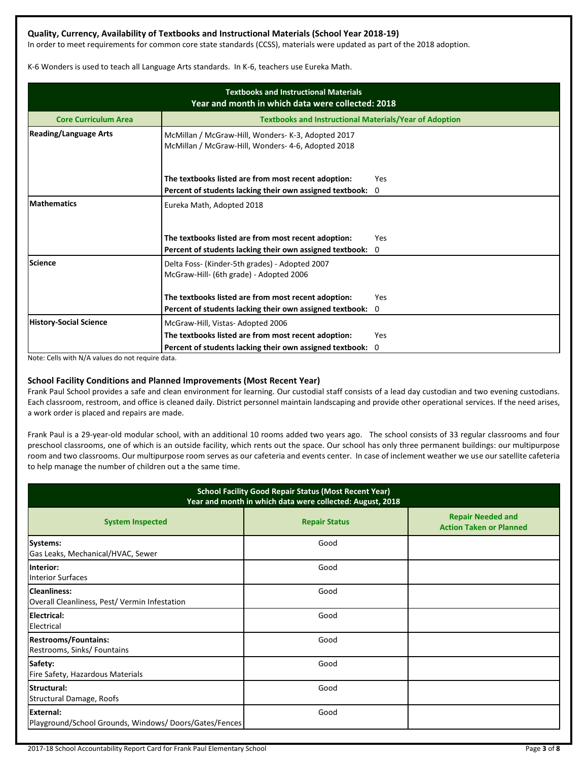### Quality, Currency, Availability of Textbooks and Instructional Materials (School Year 2018-19)

In order to meet requirements for common core state standards (CCSS), materials were updated as part of the 2018 adoption.

K-6 Wonders is used to teach all Language Arts standards. In K-6, teachers use Eureka Math.

| Textbooks and Instructional Materials Year and month in which data were collected: 2018 | |
|---|---|
| **Core Curriculum Area** | **Textbooks and Instructional Materials/Year of Adoption** |
| **Reading/Language Arts** | McMillan / McGraw-Hill, Wonders- K-3, Adopted 2017<br>McMillan / McGraw-Hill, Wonders- 4-6, Adopted 2018<br><br>**The textbooks listed are from most recent adoption:** Yes<br>**Percent of students lacking their own assigned textbook:** 0 |
| **Mathematics** | Eureka Math, Adopted 2018<br><br>**The textbooks listed are from most recent adoption:** Yes<br>**Percent of students lacking their own assigned textbook:** 0 |
| **Science** | Delta Foss- (Kinder-5th grades) - Adopted 2007<br>McGraw-Hill- (6th grade) - Adopted 2006<br><br>**The textbooks listed are from most recent adoption:** Yes<br>**Percent of students lacking their own assigned textbook:** 0 |
| **History-Social Science** | McGraw-Hill, Vistas- Adopted 2006<br>**The textbooks listed are from most recent adoption:** Yes<br>**Percent of students lacking their own assigned textbook:** 0 |

Note: Cells with N/A values do not require data.

### School Facility Conditions and Planned Improvements (Most Recent Year)

Frank Paul School provides a safe and clean environment for learning. Our custodial staff consists of a lead day custodian and two evening custodians. Each classroom, restroom, and office is cleaned daily. District personnel maintain landscaping and provide other operational services. If the need arises, a work order is placed and repairs are made.

Frank Paul is a 29-year-old modular school, with an additional 10 rooms added two years ago. The school consists of 33 regular classrooms and four preschool classrooms, one of which is an outside facility, which rents out the space. Our school has only three permanent buildings: our multipurpose room and two classrooms. Our multipurpose room serves as our cafeteria and events center. In case of inclement weather we use our satellite cafeteria to help manage the number of children out a the same time.

| School Facility Good Repair Status (Most Recent Year) Year and month in which data were collected: August, 2018 | | |
|---|---|---|
| **System Inspected** | **Repair Status** | **Repair Needed and Action Taken or Planned** |
| **Systems:**<br>Gas Leaks, Mechanical/HVAC, Sewer | Good | |
| **Interior:**<br>Interior Surfaces | Good | |
| **Cleanliness:**<br>Overall Cleanliness, Pest/ Vermin Infestation | Good | |
| **Electrical:**<br>Electrical | Good | |
| **Restrooms/Fountains:**<br>Restrooms, Sinks/ Fountains | Good | |
| **Safety:**<br>Fire Safety, Hazardous Materials | Good | |
| **Structural:**<br>Structural Damage, Roofs | Good | |
| **External:**<br>Playground/School Grounds, Windows/ Doors/Gates/Fences | Good | |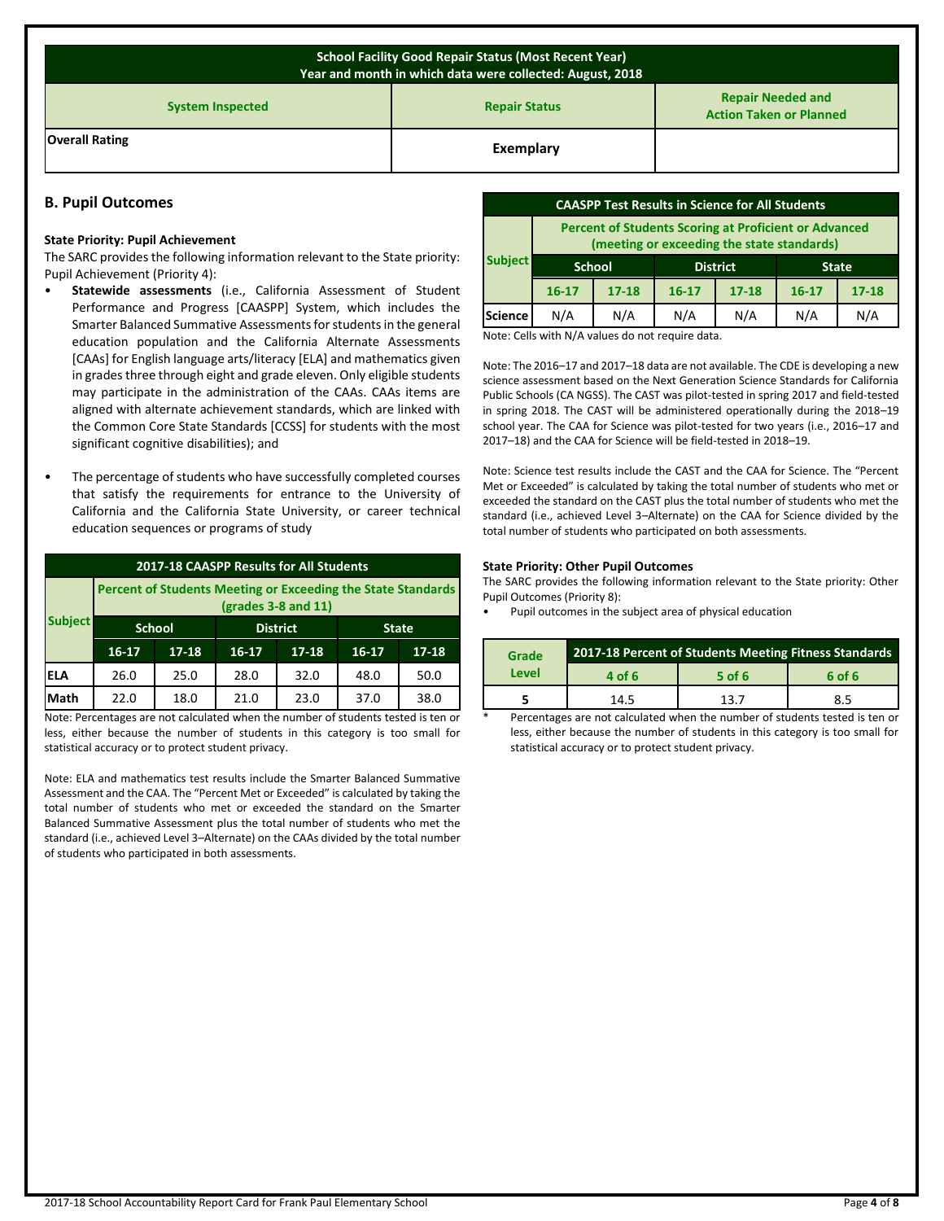| School Facility Good Repair Status (Most Recent Year)<br>Year and month in which data were collected: August, 2018 | | |
|---|---|---|
| **System Inspected** | **Repair Status** | **Repair Needed and Action Taken or Planned** |
| **Overall Rating** | **Exemplary** | |

## B. Pupil Outcomes

**State Priority: Pupil Achievement**

The SARC provides the following information relevant to the State priority: Pupil Achievement (Priority 4):

- **Statewide assessments** (i.e., California Assessment of Student Performance and Progress [CAASPP] System, which includes the Smarter Balanced Summative Assessments for students in the general education population and the California Alternate Assessments [CAAs] for English language arts/literacy [ELA] and mathematics given in grades three through eight and grade eleven. Only eligible students may participate in the administration of the CAAs. CAAs items are aligned with alternate achievement standards, which are linked with the Common Core State Standards [CCSS] for students with the most significant cognitive disabilities); and
- The percentage of students who have successfully completed courses that satisfy the requirements for entrance to the University of California and the California State University, or career technical education sequences or programs of study

**2017-18 CAASPP Results for All Students**

| Subject | Percent of Students Meeting or Exceeding the State Standards (grades 3-8 and 11) | | | | | |
|---|---|---|---|---|---|---|
| | School | | District | | State | |
| | 16-17 | 17-18 | 16-17 | 17-18 | 16-17 | 17-18 |
| ELA | 26.0 | 25.0 | 28.0 | 32.0 | 48.0 | 50.0 |
| Math | 22.0 | 18.0 | 21.0 | 23.0 | 37.0 | 38.0 |

Note: Percentages are not calculated when the number of students tested is ten or less, either because the number of students in this category is too small for statistical accuracy or to protect student privacy.

Note: ELA and mathematics test results include the Smarter Balanced Summative Assessment and the CAA. The "Percent Met or Exceeded" is calculated by taking the total number of students who met or exceeded the standard on the Smarter Balanced Summative Assessment plus the total number of students who met the standard (i.e., achieved Level 3–Alternate) on the CAAs divided by the total number of students who participated in both assessments.

**CAASPP Test Results in Science for All Students**

| Subject | Percent of Students Scoring at Proficient or Advanced (meeting or exceeding the state standards) | | | | | |
|---|---|---|---|---|---|---|
| | School | | District | | State | |
| | 16-17 | 17-18 | 16-17 | 17-18 | 16-17 | 17-18 |
| Science | N/A | N/A | N/A | N/A | N/A | N/A |

Note: Cells with N/A values do not require data.

Note: The 2016–17 and 2017–18 data are not available. The CDE is developing a new science assessment based on the Next Generation Science Standards for California Public Schools (CA NGSS). The CAST was pilot-tested in spring 2017 and field-tested in spring 2018. The CAST will be administered operationally during the 2018–19 school year. The CAA for Science was pilot-tested for two years (i.e., 2016–17 and 2017–18) and the CAA for Science will be field-tested in 2018–19.

Note: Science test results include the CAST and the CAA for Science. The "Percent Met or Exceeded" is calculated by taking the total number of students who met or exceeded the standard on the CAST plus the total number of students who met the standard (i.e., achieved Level 3–Alternate) on the CAA for Science divided by the total number of students who participated on both assessments.

**State Priority: Other Pupil Outcomes**

The SARC provides the following information relevant to the State priority: Other Pupil Outcomes (Priority 8):

- Pupil outcomes in the subject area of physical education

| Grade Level | 2017-18 Percent of Students Meeting Fitness Standards | | |
|---|---|---|---|
| | 4 of 6 | 5 of 6 | 6 of 6 |
| 5 | 14.5 | 13.7 | 8.5 |

\* Percentages are not calculated when the number of students tested is ten or less, either because the number of students in this category is too small for statistical accuracy or to protect student privacy.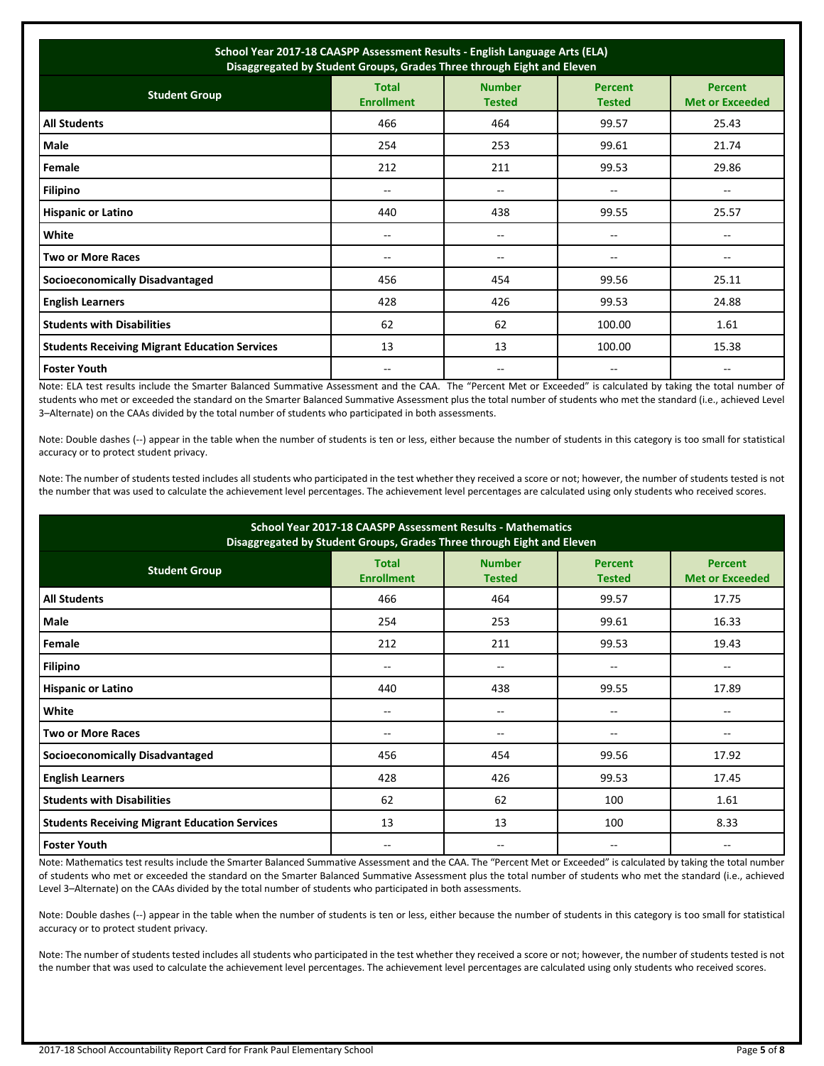| School Year 2017-18 CAASPP Assessment Results - English Language Arts (ELA) Disaggregated by Student Groups, Grades Three through Eight and Eleven | | | | |
|---|---|---|---|---|
| **Student Group** | **Total Enrollment** | **Number Tested** | **Percent Tested** | **Percent Met or Exceeded** |
| **All Students** | 466 | 464 | 99.57 | 25.43 |
| **Male** | 254 | 253 | 99.61 | 21.74 |
| **Female** | 212 | 211 | 99.53 | 29.86 |
| **Filipino** | -- | -- | -- | -- |
| **Hispanic or Latino** | 440 | 438 | 99.55 | 25.57 |
| **White** | -- | -- | -- | -- |
| **Two or More Races** | -- | -- | -- | -- |
| **Socioeconomically Disadvantaged** | 456 | 454 | 99.56 | 25.11 |
| **English Learners** | 428 | 426 | 99.53 | 24.88 |
| **Students with Disabilities** | 62 | 62 | 100.00 | 1.61 |
| **Students Receiving Migrant Education Services** | 13 | 13 | 100.00 | 15.38 |
| **Foster Youth** | -- | -- | -- | -- |

Note: ELA test results include the Smarter Balanced Summative Assessment and the CAA. The "Percent Met or Exceeded" is calculated by taking the total number of students who met or exceeded the standard on the Smarter Balanced Summative Assessment plus the total number of students who met the standard (i.e., achieved Level 3–Alternate) on the CAAs divided by the total number of students who participated in both assessments.

Note: Double dashes (--) appear in the table when the number of students is ten or less, either because the number of students in this category is too small for statistical accuracy or to protect student privacy.

Note: The number of students tested includes all students who participated in the test whether they received a score or not; however, the number of students tested is not the number that was used to calculate the achievement level percentages. The achievement level percentages are calculated using only students who received scores.

| School Year 2017-18 CAASPP Assessment Results - Mathematics Disaggregated by Student Groups, Grades Three through Eight and Eleven | | | | |
|---|---|---|---|---|
| **Student Group** | **Total Enrollment** | **Number Tested** | **Percent Tested** | **Percent Met or Exceeded** |
| **All Students** | 466 | 464 | 99.57 | 17.75 |
| **Male** | 254 | 253 | 99.61 | 16.33 |
| **Female** | 212 | 211 | 99.53 | 19.43 |
| **Filipino** | -- | -- | -- | -- |
| **Hispanic or Latino** | 440 | 438 | 99.55 | 17.89 |
| **White** | -- | -- | -- | -- |
| **Two or More Races** | -- | -- | -- | -- |
| **Socioeconomically Disadvantaged** | 456 | 454 | 99.56 | 17.92 |
| **English Learners** | 428 | 426 | 99.53 | 17.45 |
| **Students with Disabilities** | 62 | 62 | 100 | 1.61 |
| **Students Receiving Migrant Education Services** | 13 | 13 | 100 | 8.33 |
| **Foster Youth** | -- | -- | -- | -- |

Note: Mathematics test results include the Smarter Balanced Summative Assessment and the CAA. The "Percent Met or Exceeded" is calculated by taking the total number of students who met or exceeded the standard on the Smarter Balanced Summative Assessment plus the total number of students who met the standard (i.e., achieved Level 3–Alternate) on the CAAs divided by the total number of students who participated in both assessments.

Note: Double dashes (--) appear in the table when the number of students is ten or less, either because the number of students in this category is too small for statistical accuracy or to protect student privacy.

Note: The number of students tested includes all students who participated in the test whether they received a score or not; however, the number of students tested is not the number that was used to calculate the achievement level percentages. The achievement level percentages are calculated using only students who received scores.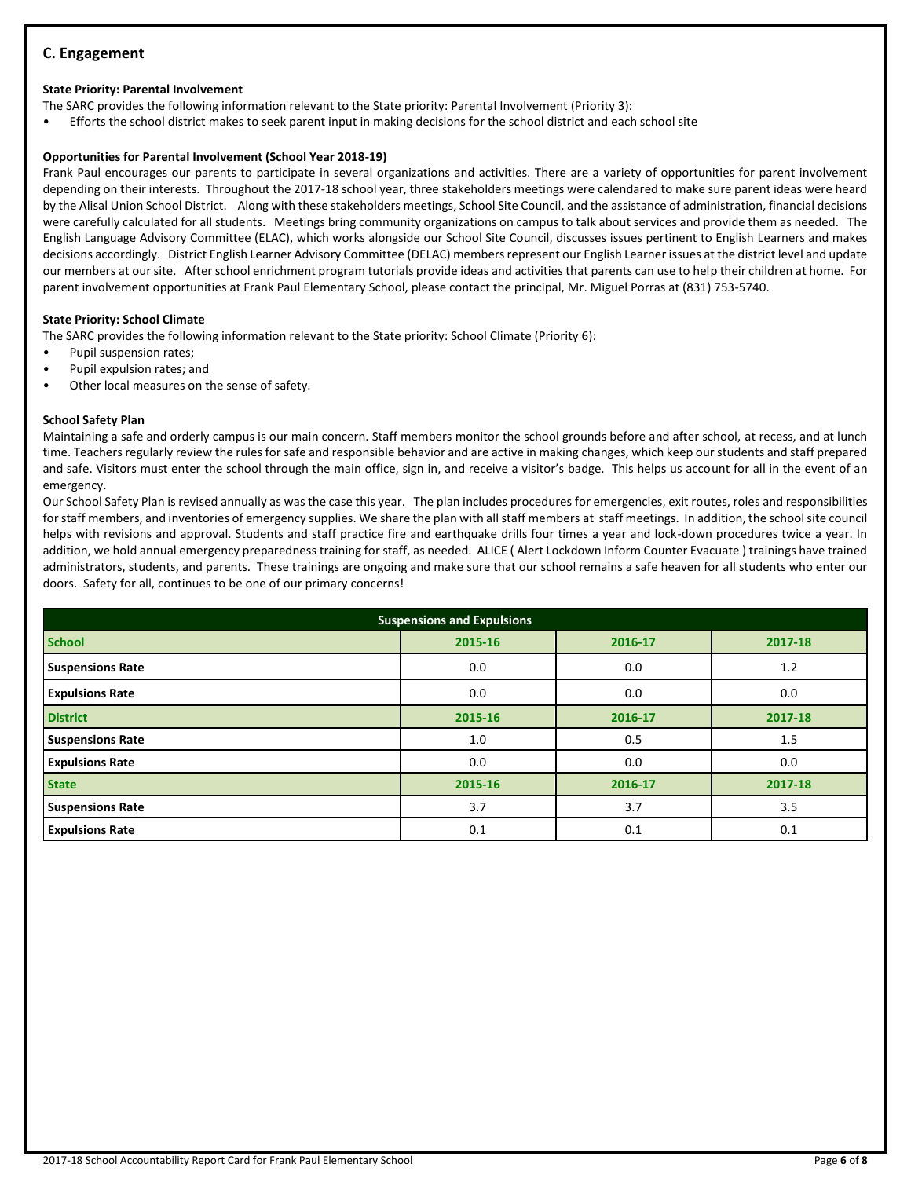## C. Engagement

**State Priority: Parental Involvement**

The SARC provides the following information relevant to the State priority: Parental Involvement (Priority 3):

- Efforts the school district makes to seek parent input in making decisions for the school district and each school site

**Opportunities for Parental Involvement (School Year 2018-19)**

Frank Paul encourages our parents to participate in several organizations and activities. There are a variety of opportunities for parent involvement depending on their interests. Throughout the 2017-18 school year, three stakeholders meetings were calendared to make sure parent ideas were heard by the Alisal Union School District. Along with these stakeholders meetings, School Site Council, and the assistance of administration, financial decisions were carefully calculated for all students. Meetings bring community organizations on campus to talk about services and provide them as needed. The English Language Advisory Committee (ELAC), which works alongside our School Site Council, discusses issues pertinent to English Learners and makes decisions accordingly. District English Learner Advisory Committee (DELAC) members represent our English Learner issues at the district level and update our members at our site. After school enrichment program tutorials provide ideas and activities that parents can use to help their children at home. For parent involvement opportunities at Frank Paul Elementary School, please contact the principal, Mr. Miguel Porras at (831) 753-5740.

**State Priority: School Climate**

The SARC provides the following information relevant to the State priority: School Climate (Priority 6):

- Pupil suspension rates;
- Pupil expulsion rates; and
- Other local measures on the sense of safety.

**School Safety Plan**

Maintaining a safe and orderly campus is our main concern. Staff members monitor the school grounds before and after school, at recess, and at lunch time. Teachers regularly review the rules for safe and responsible behavior and are active in making changes, which keep our students and staff prepared and safe. Visitors must enter the school through the main office, sign in, and receive a visitor's badge. This helps us account for all in the event of an emergency.

Our School Safety Plan is revised annually as was the case this year. The plan includes procedures for emergencies, exit routes, roles and responsibilities for staff members, and inventories of emergency supplies. We share the plan with all staff members at staff meetings. In addition, the school site council helps with revisions and approval. Students and staff practice fire and earthquake drills four times a year and lock-down procedures twice a year. In addition, we hold annual emergency preparedness training for staff, as needed. ALICE ( Alert Lockdown Inform Counter Evacuate ) trainings have trained administrators, students, and parents. These trainings are ongoing and make sure that our school remains a safe heaven for all students who enter our doors. Safety for all, continues to be one of our primary concerns!

| Suspensions and Expulsions | | | |
|---|---|---|---|
| **School** | **2015-16** | **2016-17** | **2017-18** |
| Suspensions Rate | 0.0 | 0.0 | 1.2 |
| Expulsions Rate | 0.0 | 0.0 | 0.0 |
| **District** | **2015-16** | **2016-17** | **2017-18** |
| Suspensions Rate | 1.0 | 0.5 | 1.5 |
| Expulsions Rate | 0.0 | 0.0 | 0.0 |
| **State** | **2015-16** | **2016-17** | **2017-18** |
| Suspensions Rate | 3.7 | 3.7 | 3.5 |
| Expulsions Rate | 0.1 | 0.1 | 0.1 |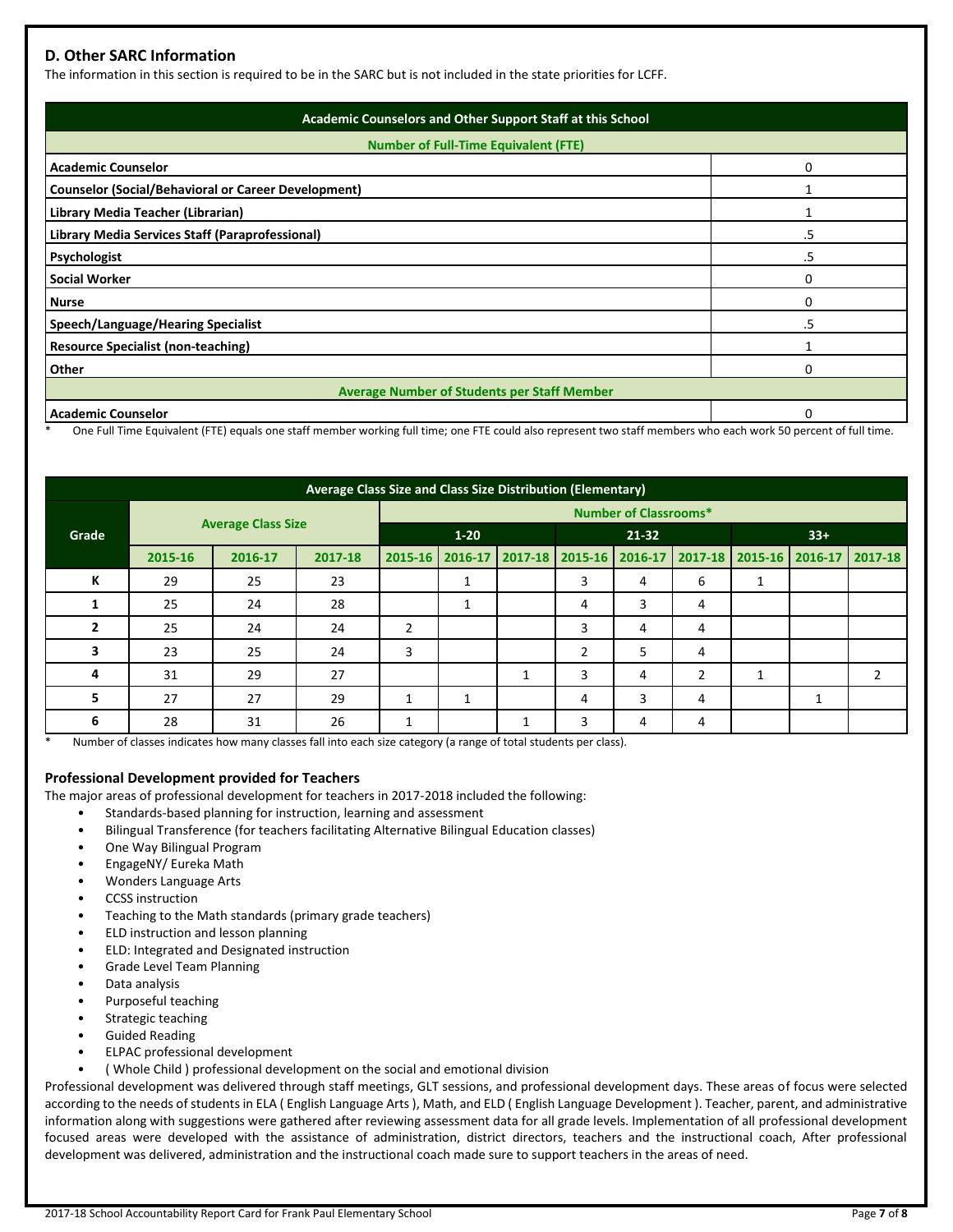## D. Other SARC Information

The information in this section is required to be in the SARC but is not included in the state priorities for LCFF.

| Academic Counselors and Other Support Staff at this School | |
|---|---|
| **Number of Full-Time Equivalent (FTE)** | |
| **Academic Counselor** | 0 |
| **Counselor (Social/Behavioral or Career Development)** | 1 |
| **Library Media Teacher (Librarian)** | 1 |
| **Library Media Services Staff (Paraprofessional)** | .5 |
| **Psychologist** | .5 |
| **Social Worker** | 0 |
| **Nurse** | 0 |
| **Speech/Language/Hearing Specialist** | .5 |
| **Resource Specialist (non-teaching)** | 1 |
| **Other** | 0 |
| **Average Number of Students per Staff Member** | |
| **Academic Counselor** | 0 |

* One Full Time Equivalent (FTE) equals one staff member working full time; one FTE could also represent two staff members who each work 50 percent of full time.

| Average Class Size and Class Size Distribution (Elementary) | | | | | | | | | | | | |
|---|---|---|---|---|---|---|---|---|---|---|---|---|
| Grade | Average Class Size | | | Number of Classrooms* | | | | | | | | |
| | | | | 1-20 | | | 21-32 | | | 33+ | | |
| | 2015-16 | 2016-17 | 2017-18 | 2015-16 | 2016-17 | 2017-18 | 2015-16 | 2016-17 | 2017-18 | 2015-16 | 2016-17 | 2017-18 |
| K | 29 | 25 | 23 | | 1 | | 3 | 4 | 6 | 1 | | |
| 1 | 25 | 24 | 28 | | 1 | | 4 | 3 | 4 | | | |
| 2 | 25 | 24 | 24 | 2 | | | 3 | 4 | 4 | | | |
| 3 | 23 | 25 | 24 | 3 | | | 2 | 5 | 4 | | | |
| 4 | 31 | 29 | 27 | | | 1 | 3 | 4 | 2 | 1 | | 2 |
| 5 | 27 | 27 | 29 | 1 | 1 | | 4 | 3 | 4 | | 1 | |
| 6 | 28 | 31 | 26 | 1 | | 1 | 3 | 4 | 4 | | | |

* Number of classes indicates how many classes fall into each size category (a range of total students per class).

### Professional Development provided for Teachers

The major areas of professional development for teachers in 2017-2018 included the following:

- Standards-based planning for instruction, learning and assessment
- Bilingual Transference (for teachers facilitating Alternative Bilingual Education classes)
- One Way Bilingual Program
- EngageNY/ Eureka Math
- Wonders Language Arts
- CCSS instruction
- Teaching to the Math standards (primary grade teachers)
- ELD instruction and lesson planning
- ELD: Integrated and Designated instruction
- Grade Level Team Planning
- Data analysis
- Purposeful teaching
- Strategic teaching
- Guided Reading
- ELPAC professional development
- ( Whole Child ) professional development on the social and emotional division

Professional development was delivered through staff meetings, GLT sessions, and professional development days. These areas of focus were selected according to the needs of students in ELA ( English Language Arts ), Math, and ELD ( English Language Development ). Teacher, parent, and administrative information along with suggestions were gathered after reviewing assessment data for all grade levels. Implementation of all professional development focused areas were developed with the assistance of administration, district directors, teachers and the instructional coach, After professional development was delivered, administration and the instructional coach made sure to support teachers in the areas of need.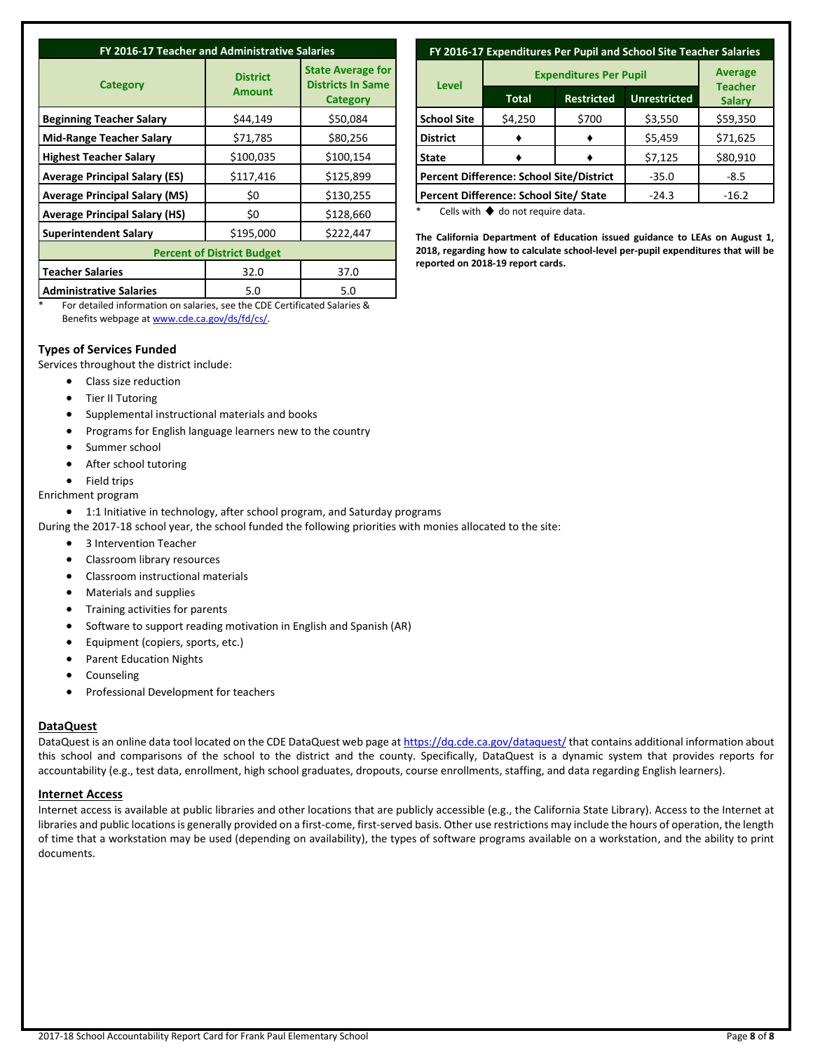| FY 2016-17 Teacher and Administrative Salaries | | |
|---|---|---|
| **Category** | **District Amount** | **State Average for Districts In Same Category** |
| **Beginning Teacher Salary** | $44,149 | $50,084 |
| **Mid-Range Teacher Salary** | $71,785 | $80,256 |
| **Highest Teacher Salary** | $100,035 | $100,154 |
| **Average Principal Salary (ES)** | $117,416 | $125,899 |
| **Average Principal Salary (MS)** | $0 | $130,255 |
| **Average Principal Salary (HS)** | $0 | $128,660 |
| **Superintendent Salary** | $195,000 | $222,447 |
| **Percent of District Budget** | | |
| **Teacher Salaries** | 32.0 | 37.0 |
| **Administrative Salaries** | 5.0 | 5.0 |

\* For detailed information on salaries, see the CDE Certificated Salaries & Benefits webpage at www.cde.ca.gov/ds/fd/cs/.

| FY 2016-17 Expenditures Per Pupil and School Site Teacher Salaries | | | | |
|---|---|---|---|---|
| **Level** | **Expenditures Per Pupil** | | | **Average Teacher Salary** |
| | **Total** | **Restricted** | **Unrestricted** | |
| **School Site** | $4,250 | $700 | $3,550 | $59,350 |
| **District** | ♦ | ♦ | $5,459 | $71,625 |
| **State** | ♦ | ♦ | $7,125 | $80,910 |
| **Percent Difference: School Site/District** | | | -35.0 | -8.5 |
| **Percent Difference: School Site/ State** | | | -24.3 | -16.2 |

\* Cells with ◆ do not require data.

**The California Department of Education issued guidance to LEAs on August 1, 2018, regarding how to calculate school-level per-pupil expenditures that will be reported on 2018-19 report cards.**

### Types of Services Funded

Services throughout the district include:

- Class size reduction
- Tier II Tutoring
- Supplemental instructional materials and books
- Programs for English language learners new to the country
- Summer school
- After school tutoring
- Field trips

Enrichment program

- 1:1 Initiative in technology, after school program, and Saturday programs

During the 2017-18 school year, the school funded the following priorities with monies allocated to the site:

- 3 Intervention Teacher
- Classroom library resources
- Classroom instructional materials
- Materials and supplies
- Training activities for parents
- Software to support reading motivation in English and Spanish (AR)
- Equipment (copiers, sports, etc.)
- Parent Education Nights
- Counseling
- Professional Development for teachers

### DataQuest

DataQuest is an online data tool located on the CDE DataQuest web page at https://dq.cde.ca.gov/dataquest/ that contains additional information about this school and comparisons of the school to the district and the county. Specifically, DataQuest is a dynamic system that provides reports for accountability (e.g., test data, enrollment, high school graduates, dropouts, course enrollments, staffing, and data regarding English learners).

### Internet Access

Internet access is available at public libraries and other locations that are publicly accessible (e.g., the California State Library). Access to the Internet at libraries and public locations is generally provided on a first-come, first-served basis. Other use restrictions may include the hours of operation, the length of time that a workstation may be used (depending on availability), the types of software programs available on a workstation, and the ability to print documents.